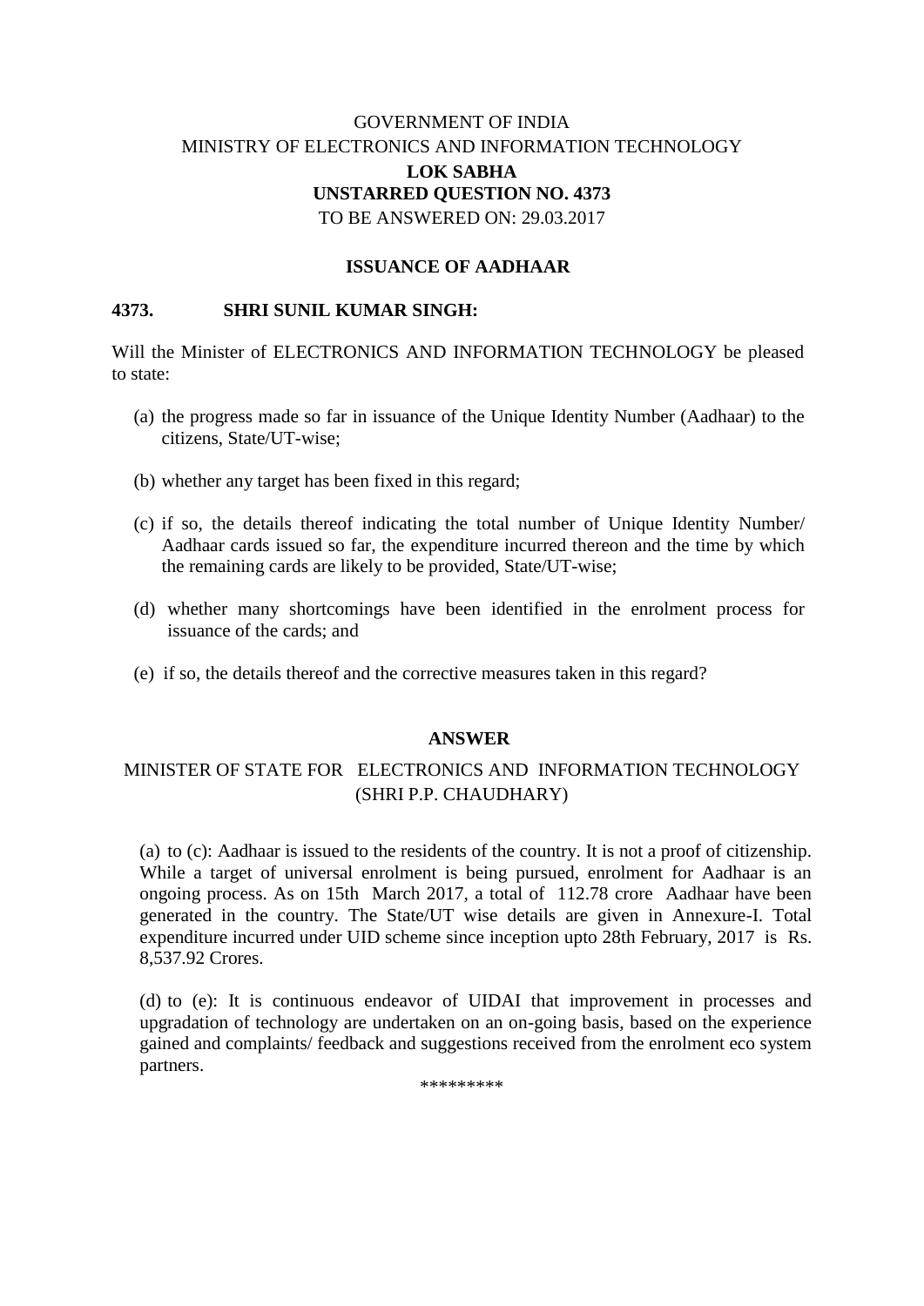GOVERNMENT OF INDIA

MINISTRY OF ELECTRONICS AND INFORMATION TECHNOLOGY

**LOK SABHA**

**UNSTARRED QUESTION NO. 4373**

TO BE ANSWERED ON: 29.03.2017

**ISSUANCE OF AADHAAR**

**4373. SHRI SUNIL KUMAR SINGH:**

Will the Minister of ELECTRONICS AND INFORMATION TECHNOLOGY be pleased to state:

(a) the progress made so far in issuance of the Unique Identity Number (Aadhaar) to the citizens, State/UT-wise;

(b) whether any target has been fixed in this regard;

(c) if so, the details thereof indicating the total number of Unique Identity Number/ Aadhaar cards issued so far, the expenditure incurred thereon and the time by which the remaining cards are likely to be provided, State/UT-wise;

(d) whether many shortcomings have been identified in the enrolment process for issuance of the cards; and

(e) if so, the details thereof and the corrective measures taken in this regard?

**ANSWER**

MINISTER OF STATE FOR ELECTRONICS AND INFORMATION TECHNOLOGY (SHRI P.P. CHAUDHARY)

(a) to (c): Aadhaar is issued to the residents of the country. It is not a proof of citizenship. While a target of universal enrolment is being pursued, enrolment for Aadhaar is an ongoing process. As on 15th March 2017, a total of 112.78 crore Aadhaar have been generated in the country. The State/UT wise details are given in Annexure-I. Total expenditure incurred under UID scheme since inception upto 28th February, 2017 is Rs. 8,537.92 Crores.

(d) to (e): It is continuous endeavor of UIDAI that improvement in processes and upgradation of technology are undertaken on an on-going basis, based on the experience gained and complaints/ feedback and suggestions received from the enrolment eco system partners.

*********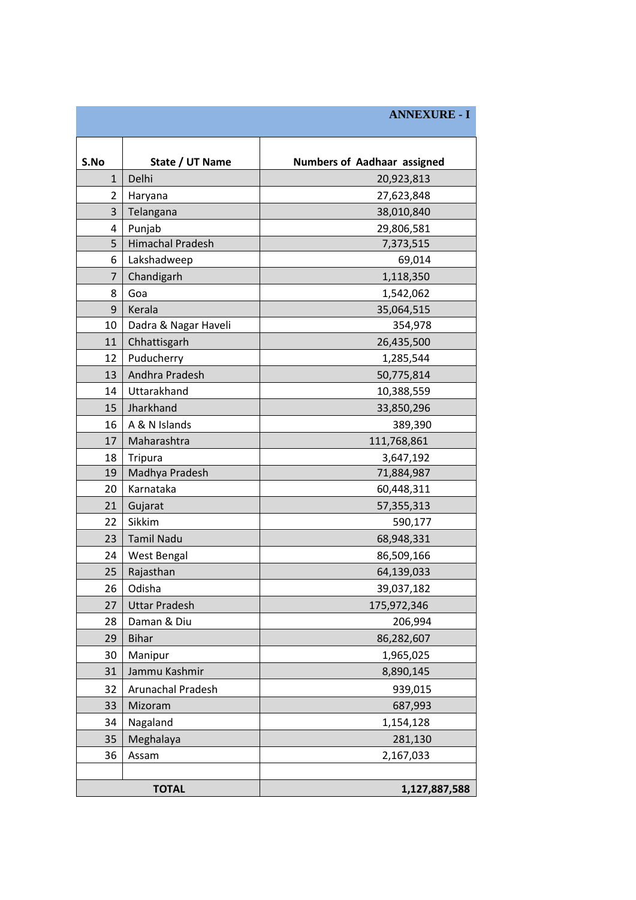**ANNEXURE - I**

| S.No | State / UT Name | Numbers of Aadhaar assigned |
|---|---|---|
| 1 | Delhi | 20,923,813 |
| 2 | Haryana | 27,623,848 |
| 3 | Telangana | 38,010,840 |
| 4 | Punjab | 29,806,581 |
| 5 | Himachal Pradesh | 7,373,515 |
| 6 | Lakshadweep | 69,014 |
| 7 | Chandigarh | 1,118,350 |
| 8 | Goa | 1,542,062 |
| 9 | Kerala | 35,064,515 |
| 10 | Dadra & Nagar Haveli | 354,978 |
| 11 | Chhattisgarh | 26,435,500 |
| 12 | Puducherry | 1,285,544 |
| 13 | Andhra Pradesh | 50,775,814 |
| 14 | Uttarakhand | 10,388,559 |
| 15 | Jharkhand | 33,850,296 |
| 16 | A & N Islands | 389,390 |
| 17 | Maharashtra | 111,768,861 |
| 18 | Tripura | 3,647,192 |
| 19 | Madhya Pradesh | 71,884,987 |
| 20 | Karnataka | 60,448,311 |
| 21 | Gujarat | 57,355,313 |
| 22 | Sikkim | 590,177 |
| 23 | Tamil Nadu | 68,948,331 |
| 24 | West Bengal | 86,509,166 |
| 25 | Rajasthan | 64,139,033 |
| 26 | Odisha | 39,037,182 |
| 27 | Uttar Pradesh | 175,972,346 |
| 28 | Daman & Diu | 206,994 |
| 29 | Bihar | 86,282,607 |
| 30 | Manipur | 1,965,025 |
| 31 | Jammu Kashmir | 8,890,145 |
| 32 | Arunachal Pradesh | 939,015 |
| 33 | Mizoram | 687,993 |
| 34 | Nagaland | 1,154,128 |
| 35 | Meghalaya | 281,130 |
| 36 | Assam | 2,167,033 |
| | | |
| **TOTAL** | | **1,127,887,588** |